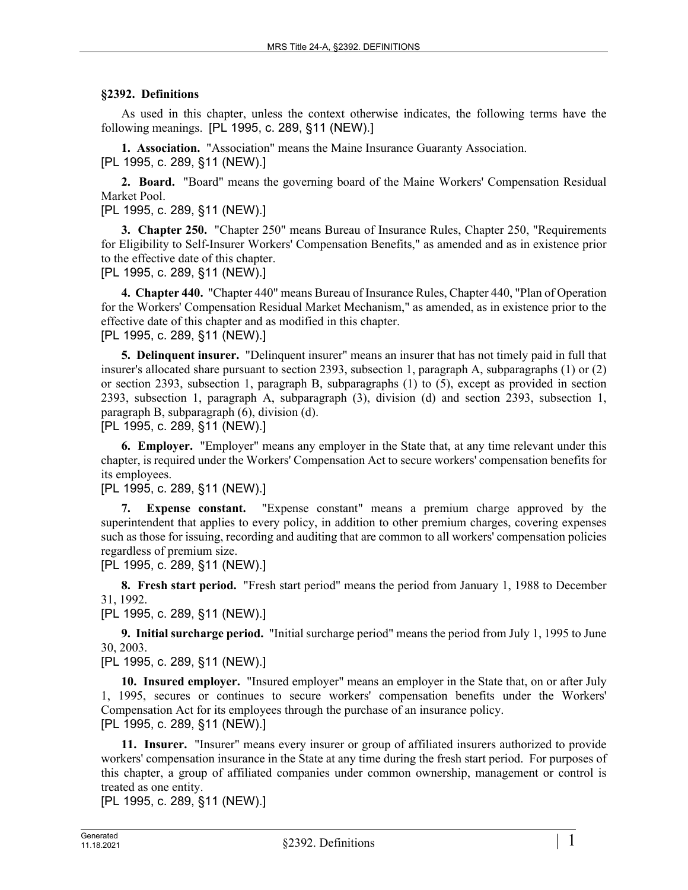## §2392. Definitions

As used in this chapter, unless the context otherwise indicates, the following terms have the following meanings. [PL 1995, c. 289, §11 (NEW).]

**1. Association.** "Association" means the Maine Insurance Guaranty Association.
[PL 1995, c. 289, §11 (NEW).]

**2. Board.** "Board" means the governing board of the Maine Workers' Compensation Residual Market Pool.
[PL 1995, c. 289, §11 (NEW).]

**3. Chapter 250.** "Chapter 250" means Bureau of Insurance Rules, Chapter 250, "Requirements for Eligibility to Self-Insurer Workers' Compensation Benefits," as amended and as in existence prior to the effective date of this chapter.
[PL 1995, c. 289, §11 (NEW).]

**4. Chapter 440.** "Chapter 440" means Bureau of Insurance Rules, Chapter 440, "Plan of Operation for the Workers' Compensation Residual Market Mechanism," as amended, as in existence prior to the effective date of this chapter and as modified in this chapter.
[PL 1995, c. 289, §11 (NEW).]

**5. Delinquent insurer.** "Delinquent insurer" means an insurer that has not timely paid in full that insurer's allocated share pursuant to section 2393, subsection 1, paragraph A, subparagraphs (1) or (2) or section 2393, subsection 1, paragraph B, subparagraphs (1) to (5), except as provided in section 2393, subsection 1, paragraph A, subparagraph (3), division (d) and section 2393, subsection 1, paragraph B, subparagraph (6), division (d).
[PL 1995, c. 289, §11 (NEW).]

**6. Employer.** "Employer" means any employer in the State that, at any time relevant under this chapter, is required under the Workers' Compensation Act to secure workers' compensation benefits for its employees.
[PL 1995, c. 289, §11 (NEW).]

**7. Expense constant.** "Expense constant" means a premium charge approved by the superintendent that applies to every policy, in addition to other premium charges, covering expenses such as those for issuing, recording and auditing that are common to all workers' compensation policies regardless of premium size.
[PL 1995, c. 289, §11 (NEW).]

**8. Fresh start period.** "Fresh start period" means the period from January 1, 1988 to December 31, 1992.
[PL 1995, c. 289, §11 (NEW).]

**9. Initial surcharge period.** "Initial surcharge period" means the period from July 1, 1995 to June 30, 2003.
[PL 1995, c. 289, §11 (NEW).]

**10. Insured employer.** "Insured employer" means an employer in the State that, on or after July 1, 1995, secures or continues to secure workers' compensation benefits under the Workers' Compensation Act for its employees through the purchase of an insurance policy.
[PL 1995, c. 289, §11 (NEW).]

**11. Insurer.** "Insurer" means every insurer or group of affiliated insurers authorized to provide workers' compensation insurance in the State at any time during the fresh start period. For purposes of this chapter, a group of affiliated companies under common ownership, management or control is treated as one entity.
[PL 1995, c. 289, §11 (NEW).]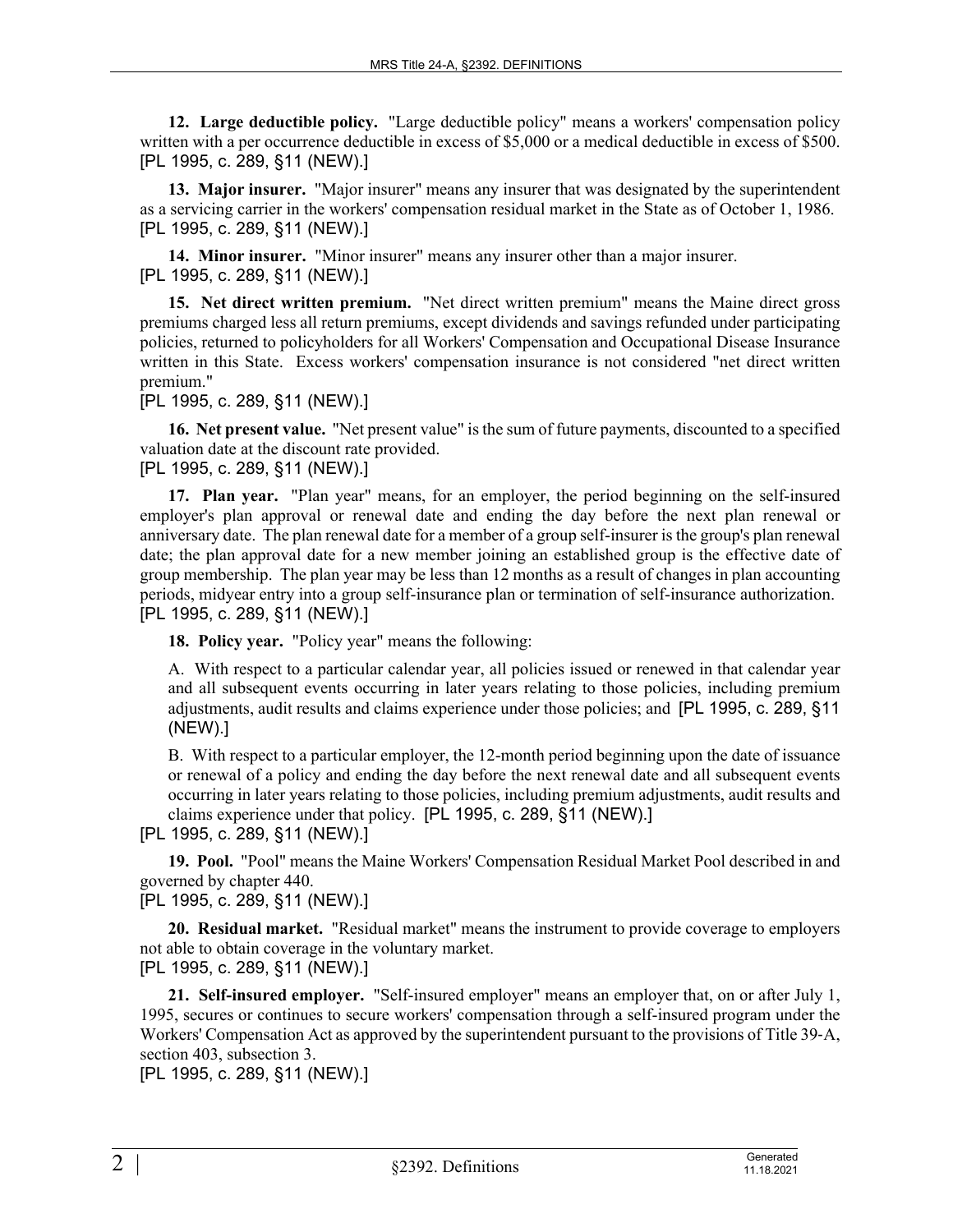**12. Large deductible policy.** "Large deductible policy" means a workers' compensation policy written with a per occurrence deductible in excess of $5,000 or a medical deductible in excess of $500. [PL 1995, c. 289, §11 (NEW).]

**13. Major insurer.** "Major insurer" means any insurer that was designated by the superintendent as a servicing carrier in the workers' compensation residual market in the State as of October 1, 1986. [PL 1995, c. 289, §11 (NEW).]

**14. Minor insurer.** "Minor insurer" means any insurer other than a major insurer. [PL 1995, c. 289, §11 (NEW).]

**15. Net direct written premium.** "Net direct written premium" means the Maine direct gross premiums charged less all return premiums, except dividends and savings refunded under participating policies, returned to policyholders for all Workers' Compensation and Occupational Disease Insurance written in this State. Excess workers' compensation insurance is not considered "net direct written premium."

[PL 1995, c. 289, §11 (NEW).]

**16. Net present value.** "Net present value" is the sum of future payments, discounted to a specified valuation date at the discount rate provided.

[PL 1995, c. 289, §11 (NEW).]

**17. Plan year.** "Plan year" means, for an employer, the period beginning on the self-insured employer's plan approval or renewal date and ending the day before the next plan renewal or anniversary date. The plan renewal date for a member of a group self-insurer is the group's plan renewal date; the plan approval date for a new member joining an established group is the effective date of group membership. The plan year may be less than 12 months as a result of changes in plan accounting periods, midyear entry into a group self-insurance plan or termination of self-insurance authorization. [PL 1995, c. 289, §11 (NEW).]

**18. Policy year.** "Policy year" means the following:

A. With respect to a particular calendar year, all policies issued or renewed in that calendar year and all subsequent events occurring in later years relating to those policies, including premium adjustments, audit results and claims experience under those policies; and [PL 1995, c. 289, §11 (NEW).]

B. With respect to a particular employer, the 12-month period beginning upon the date of issuance or renewal of a policy and ending the day before the next renewal date and all subsequent events occurring in later years relating to those policies, including premium adjustments, audit results and claims experience under that policy. [PL 1995, c. 289, §11 (NEW).]

[PL 1995, c. 289, §11 (NEW).]

**19. Pool.** "Pool" means the Maine Workers' Compensation Residual Market Pool described in and governed by chapter 440.

[PL 1995, c. 289, §11 (NEW).]

**20. Residual market.** "Residual market" means the instrument to provide coverage to employers not able to obtain coverage in the voluntary market.

[PL 1995, c. 289, §11 (NEW).]

**21. Self-insured employer.** "Self-insured employer" means an employer that, on or after July 1, 1995, secures or continues to secure workers' compensation through a self-insured program under the Workers' Compensation Act as approved by the superintendent pursuant to the provisions of Title 39-A, section 403, subsection 3.

[PL 1995, c. 289, §11 (NEW).]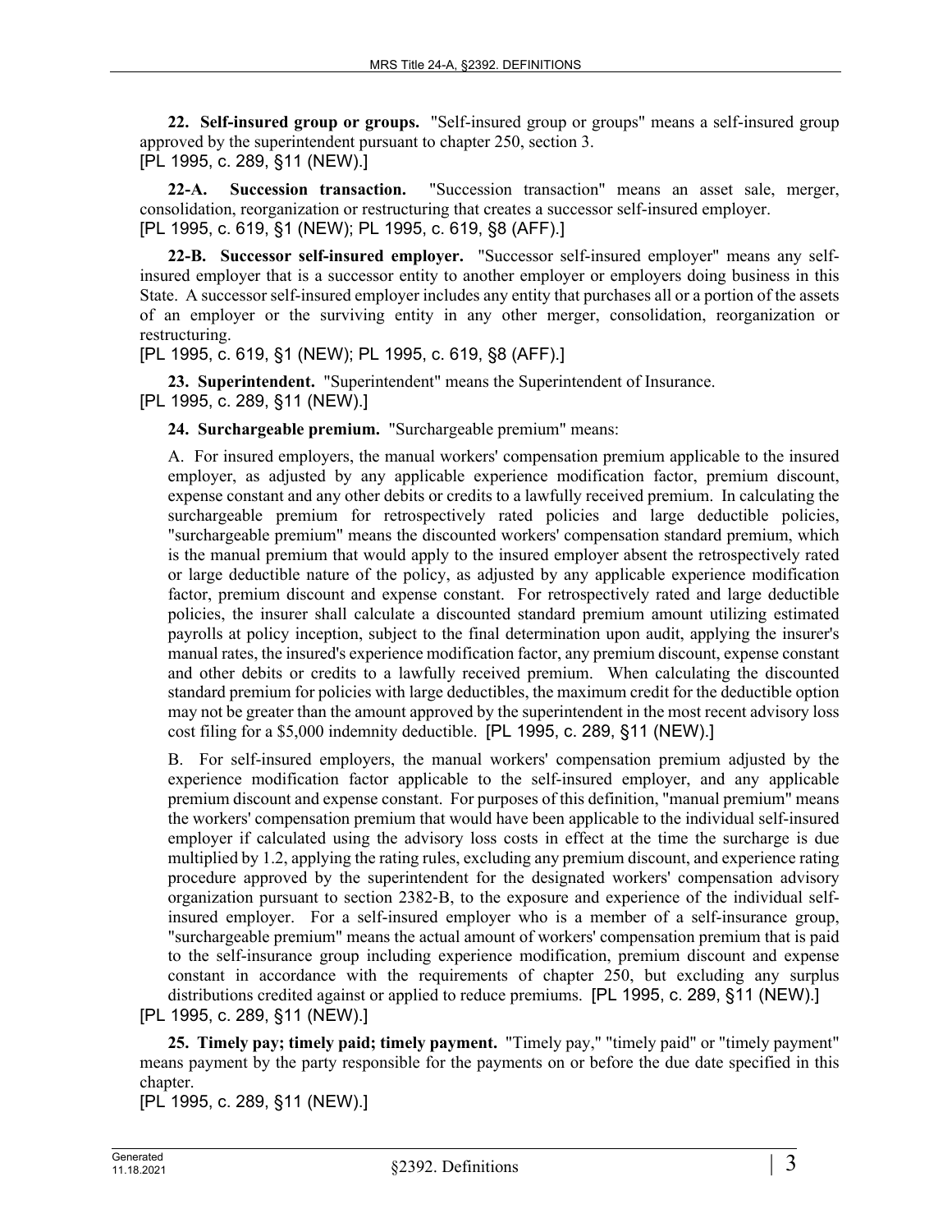**22. Self-insured group or groups.** "Self-insured group or groups" means a self-insured group approved by the superintendent pursuant to chapter 250, section 3.
[PL 1995, c. 289, §11 (NEW).]

**22-A. Succession transaction.** "Succession transaction" means an asset sale, merger, consolidation, reorganization or restructuring that creates a successor self-insured employer.
[PL 1995, c. 619, §1 (NEW); PL 1995, c. 619, §8 (AFF).]

**22-B. Successor self-insured employer.** "Successor self-insured employer" means any self-insured employer that is a successor entity to another employer or employers doing business in this State. A successor self-insured employer includes any entity that purchases all or a portion of the assets of an employer or the surviving entity in any other merger, consolidation, reorganization or restructuring.
[PL 1995, c. 619, §1 (NEW); PL 1995, c. 619, §8 (AFF).]

**23. Superintendent.** "Superintendent" means the Superintendent of Insurance.
[PL 1995, c. 289, §11 (NEW).]

**24. Surchargeable premium.** "Surchargeable premium" means:

A. For insured employers, the manual workers' compensation premium applicable to the insured employer, as adjusted by any applicable experience modification factor, premium discount, expense constant and any other debits or credits to a lawfully received premium. In calculating the surchargeable premium for retrospectively rated policies and large deductible policies, "surchargeable premium" means the discounted workers' compensation standard premium, which is the manual premium that would apply to the insured employer absent the retrospectively rated or large deductible nature of the policy, as adjusted by any applicable experience modification factor, premium discount and expense constant. For retrospectively rated and large deductible policies, the insurer shall calculate a discounted standard premium amount utilizing estimated payrolls at policy inception, subject to the final determination upon audit, applying the insurer's manual rates, the insured's experience modification factor, any premium discount, expense constant and other debits or credits to a lawfully received premium. When calculating the discounted standard premium for policies with large deductibles, the maximum credit for the deductible option may not be greater than the amount approved by the superintendent in the most recent advisory loss cost filing for a $5,000 indemnity deductible. [PL 1995, c. 289, §11 (NEW).]

B. For self-insured employers, the manual workers' compensation premium adjusted by the experience modification factor applicable to the self-insured employer, and any applicable premium discount and expense constant. For purposes of this definition, "manual premium" means the workers' compensation premium that would have been applicable to the individual self-insured employer if calculated using the advisory loss costs in effect at the time the surcharge is due multiplied by 1.2, applying the rating rules, excluding any premium discount, and experience rating procedure approved by the superintendent for the designated workers' compensation advisory organization pursuant to section 2382-B, to the exposure and experience of the individual self-insured employer. For a self-insured employer who is a member of a self-insurance group, "surchargeable premium" means the actual amount of workers' compensation premium that is paid to the self-insurance group including experience modification, premium discount and expense constant in accordance with the requirements of chapter 250, but excluding any surplus distributions credited against or applied to reduce premiums. [PL 1995, c. 289, §11 (NEW).]

[PL 1995, c. 289, §11 (NEW).]

**25. Timely pay; timely paid; timely payment.** "Timely pay," "timely paid" or "timely payment" means payment by the party responsible for the payments on or before the due date specified in this chapter.
[PL 1995, c. 289, §11 (NEW).]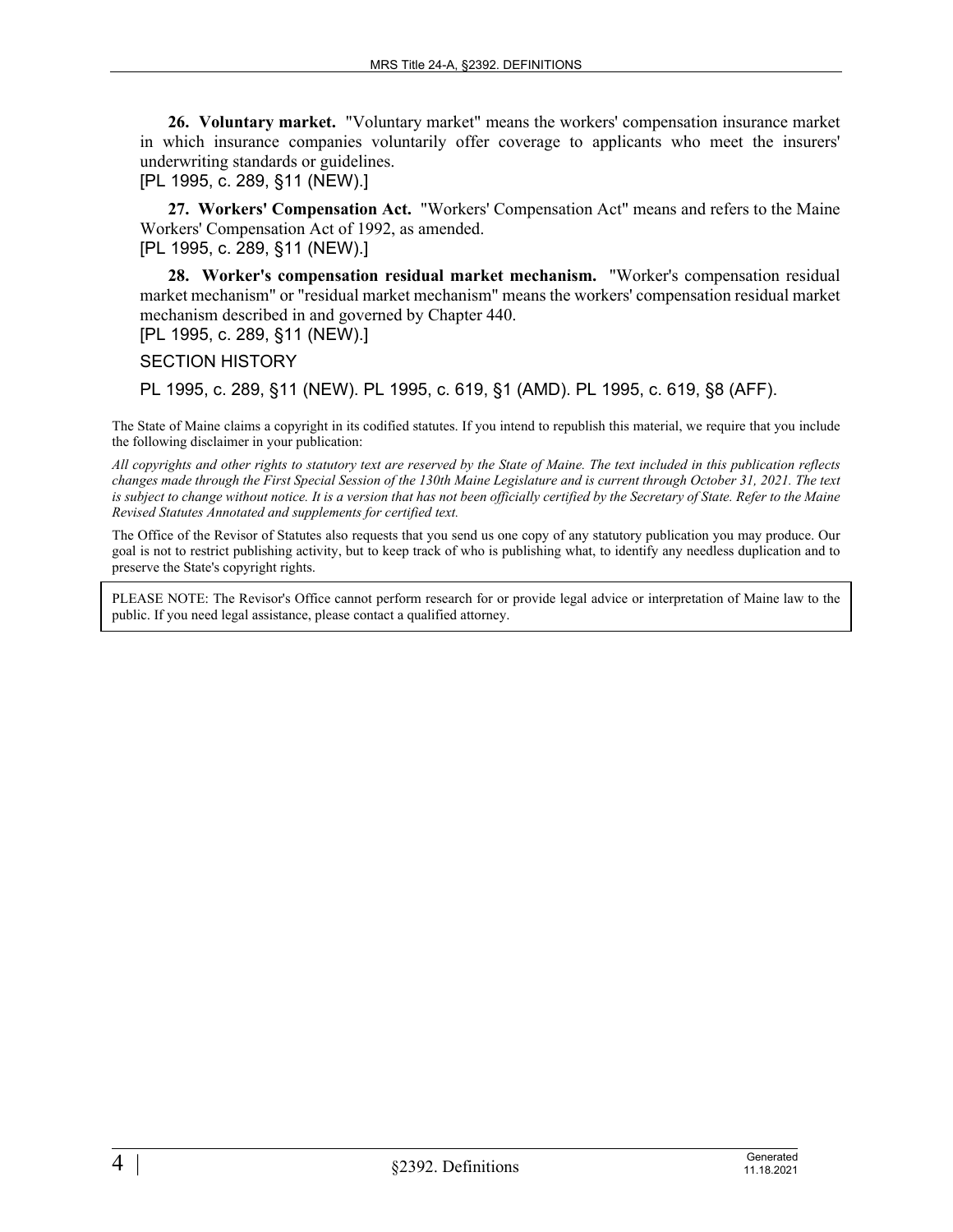**26. Voluntary market.** "Voluntary market" means the workers' compensation insurance market in which insurance companies voluntarily offer coverage to applicants who meet the insurers' underwriting standards or guidelines.
[PL 1995, c. 289, §11 (NEW).]

**27. Workers' Compensation Act.** "Workers' Compensation Act" means and refers to the Maine Workers' Compensation Act of 1992, as amended.
[PL 1995, c. 289, §11 (NEW).]

**28. Worker's compensation residual market mechanism.** "Worker's compensation residual market mechanism" or "residual market mechanism" means the workers' compensation residual market mechanism described in and governed by Chapter 440.
[PL 1995, c. 289, §11 (NEW).]

SECTION HISTORY

PL 1995, c. 289, §11 (NEW). PL 1995, c. 619, §1 (AMD). PL 1995, c. 619, §8 (AFF).

The State of Maine claims a copyright in its codified statutes. If you intend to republish this material, we require that you include the following disclaimer in your publication:

*All copyrights and other rights to statutory text are reserved by the State of Maine. The text included in this publication reflects changes made through the First Special Session of the 130th Maine Legislature and is current through October 31, 2021. The text is subject to change without notice. It is a version that has not been officially certified by the Secretary of State. Refer to the Maine Revised Statutes Annotated and supplements for certified text.*

The Office of the Revisor of Statutes also requests that you send us one copy of any statutory publication you may produce. Our goal is not to restrict publishing activity, but to keep track of who is publishing what, to identify any needless duplication and to preserve the State's copyright rights.

PLEASE NOTE: The Revisor's Office cannot perform research for or provide legal advice or interpretation of Maine law to the public. If you need legal assistance, please contact a qualified attorney.